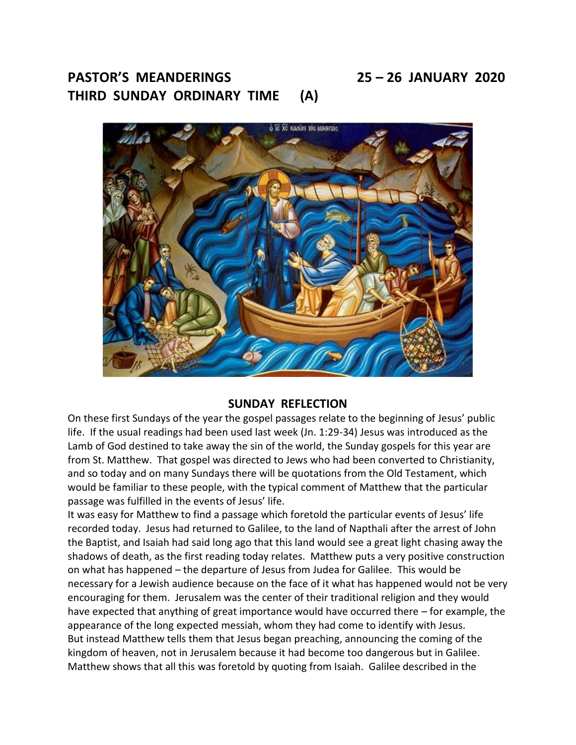**PASTOR'S MEANDERINGS 25 – 26 JANUARY 2020**
**THIRD SUNDAY ORDINARY TIME (A)**

## SUNDAY REFLECTION

On these first Sundays of the year the gospel passages relate to the beginning of Jesus' public life. If the usual readings had been used last week (Jn. 1:29-34) Jesus was introduced as the Lamb of God destined to take away the sin of the world, the Sunday gospels for this year are from St. Matthew. That gospel was directed to Jews who had been converted to Christianity, and so today and on many Sundays there will be quotations from the Old Testament, which would be familiar to these people, with the typical comment of Matthew that the particular passage was fulfilled in the events of Jesus' life.

It was easy for Matthew to find a passage which foretold the particular events of Jesus' life recorded today. Jesus had returned to Galilee, to the land of Napthali after the arrest of John the Baptist, and Isaiah had said long ago that this land would see a great light chasing away the shadows of death, as the first reading today relates. Matthew puts a very positive construction on what has happened – the departure of Jesus from Judea for Galilee. This would be necessary for a Jewish audience because on the face of it what has happened would not be very encouraging for them. Jerusalem was the center of their traditional religion and they would have expected that anything of great importance would have occurred there – for example, the appearance of the long expected messiah, whom they had come to identify with Jesus.

But instead Matthew tells them that Jesus began preaching, announcing the coming of the kingdom of heaven, not in Jerusalem because it had become too dangerous but in Galilee. Matthew shows that all this was foretold by quoting from Isaiah. Galilee described in the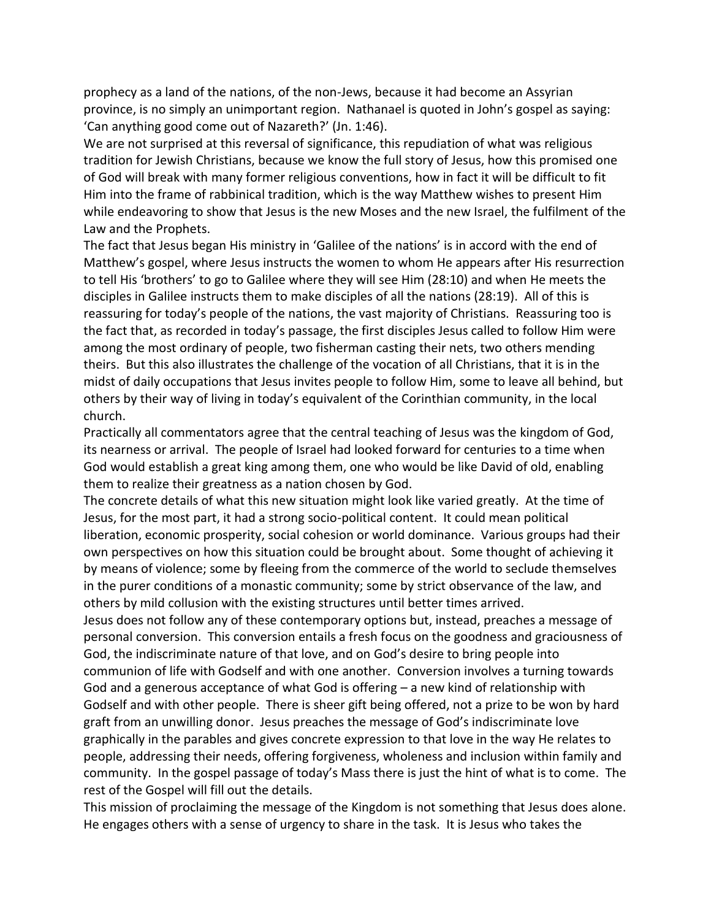prophecy as a land of the nations, of the non-Jews, because it had become an Assyrian province, is no simply an unimportant region. Nathanael is quoted in John's gospel as saying: 'Can anything good come out of Nazareth?' (Jn. 1:46).

We are not surprised at this reversal of significance, this repudiation of what was religious tradition for Jewish Christians, because we know the full story of Jesus, how this promised one of God will break with many former religious conventions, how in fact it will be difficult to fit Him into the frame of rabbinical tradition, which is the way Matthew wishes to present Him while endeavoring to show that Jesus is the new Moses and the new Israel, the fulfilment of the Law and the Prophets.

The fact that Jesus began His ministry in 'Galilee of the nations' is in accord with the end of Matthew's gospel, where Jesus instructs the women to whom He appears after His resurrection to tell His 'brothers' to go to Galilee where they will see Him (28:10) and when He meets the disciples in Galilee instructs them to make disciples of all the nations (28:19). All of this is reassuring for today's people of the nations, the vast majority of Christians. Reassuring too is the fact that, as recorded in today's passage, the first disciples Jesus called to follow Him were among the most ordinary of people, two fisherman casting their nets, two others mending theirs. But this also illustrates the challenge of the vocation of all Christians, that it is in the midst of daily occupations that Jesus invites people to follow Him, some to leave all behind, but others by their way of living in today's equivalent of the Corinthian community, in the local church.

Practically all commentators agree that the central teaching of Jesus was the kingdom of God, its nearness or arrival. The people of Israel had looked forward for centuries to a time when God would establish a great king among them, one who would be like David of old, enabling them to realize their greatness as a nation chosen by God.

The concrete details of what this new situation might look like varied greatly. At the time of Jesus, for the most part, it had a strong socio-political content. It could mean political liberation, economic prosperity, social cohesion or world dominance. Various groups had their own perspectives on how this situation could be brought about. Some thought of achieving it by means of violence; some by fleeing from the commerce of the world to seclude themselves in the purer conditions of a monastic community; some by strict observance of the law, and others by mild collusion with the existing structures until better times arrived.

Jesus does not follow any of these contemporary options but, instead, preaches a message of personal conversion. This conversion entails a fresh focus on the goodness and graciousness of God, the indiscriminate nature of that love, and on God's desire to bring people into communion of life with Godself and with one another. Conversion involves a turning towards God and a generous acceptance of what God is offering – a new kind of relationship with Godself and with other people. There is sheer gift being offered, not a prize to be won by hard graft from an unwilling donor. Jesus preaches the message of God's indiscriminate love graphically in the parables and gives concrete expression to that love in the way He relates to people, addressing their needs, offering forgiveness, wholeness and inclusion within family and community. In the gospel passage of today's Mass there is just the hint of what is to come. The rest of the Gospel will fill out the details.

This mission of proclaiming the message of the Kingdom is not something that Jesus does alone. He engages others with a sense of urgency to share in the task. It is Jesus who takes the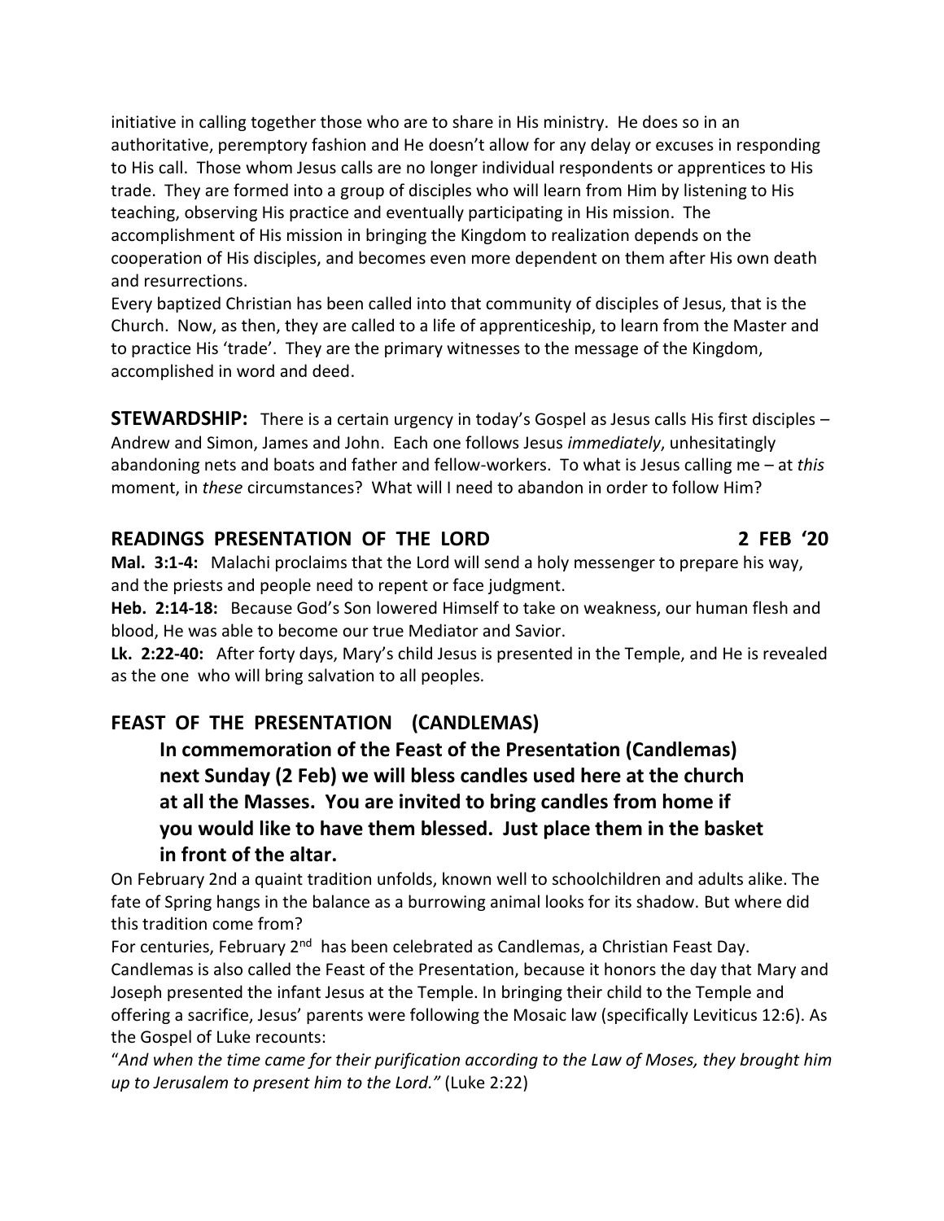initiative in calling together those who are to share in His ministry. He does so in an authoritative, peremptory fashion and He doesn't allow for any delay or excuses in responding to His call. Those whom Jesus calls are no longer individual respondents or apprentices to His trade. They are formed into a group of disciples who will learn from Him by listening to His teaching, observing His practice and eventually participating in His mission. The accomplishment of His mission in bringing the Kingdom to realization depends on the cooperation of His disciples, and becomes even more dependent on them after His own death and resurrections.

Every baptized Christian has been called into that community of disciples of Jesus, that is the Church. Now, as then, they are called to a life of apprenticeship, to learn from the Master and to practice His 'trade'. They are the primary witnesses to the message of the Kingdom, accomplished in word and deed.

**STEWARDSHIP:** There is a certain urgency in today's Gospel as Jesus calls His first disciples – Andrew and Simon, James and John. Each one follows Jesus *immediately*, unhesitatingly abandoning nets and boats and father and fellow-workers. To what is Jesus calling me – at *this* moment, in *these* circumstances? What will I need to abandon in order to follow Him?

## READINGS PRESENTATION OF THE LORD 2 FEB '20

**Mal. 3:1-4:** Malachi proclaims that the Lord will send a holy messenger to prepare his way, and the priests and people need to repent or face judgment.

**Heb. 2:14-18:** Because God's Son lowered Himself to take on weakness, our human flesh and blood, He was able to become our true Mediator and Savior.

**Lk. 2:22-40:** After forty days, Mary's child Jesus is presented in the Temple, and He is revealed as the one who will bring salvation to all peoples.

## FEAST OF THE PRESENTATION (CANDLEMAS)

**In commemoration of the Feast of the Presentation (Candlemas) next Sunday (2 Feb) we will bless candles used here at the church at all the Masses. You are invited to bring candles from home if you would like to have them blessed. Just place them in the basket in front of the altar.**

On February 2nd a quaint tradition unfolds, known well to schoolchildren and adults alike. The fate of Spring hangs in the balance as a burrowing animal looks for its shadow. But where did this tradition come from?

For centuries, February 2nd has been celebrated as Candlemas, a Christian Feast Day. Candlemas is also called the Feast of the Presentation, because it honors the day that Mary and Joseph presented the infant Jesus at the Temple. In bringing their child to the Temple and offering a sacrifice, Jesus' parents were following the Mosaic law (specifically Leviticus 12:6). As the Gospel of Luke recounts:

"*And when the time came for their purification according to the Law of Moses, they brought him up to Jerusalem to present him to the Lord."* (Luke 2:22)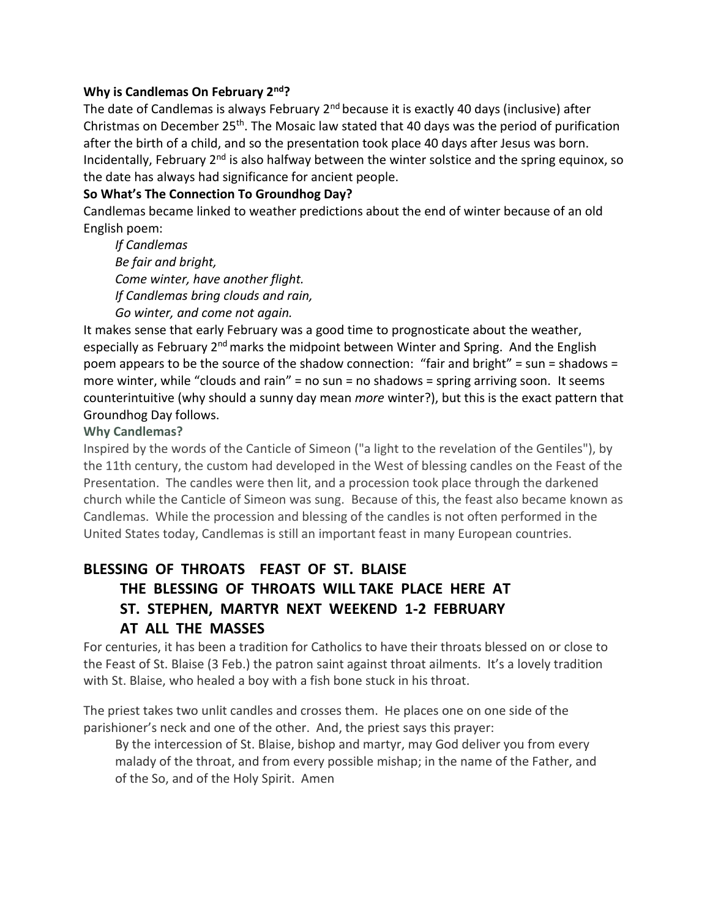**Why is Candlemas On February 2nd?**

The date of Candlemas is always February 2nd because it is exactly 40 days (inclusive) after Christmas on December 25th. The Mosaic law stated that 40 days was the period of purification after the birth of a child, and so the presentation took place 40 days after Jesus was born. Incidentally, February 2nd is also halfway between the winter solstice and the spring equinox, so the date has always had significance for ancient people.

**So What's The Connection To Groundhog Day?**

Candlemas became linked to weather predictions about the end of winter because of an old English poem:

*If Candlemas*
*Be fair and bright,*
*Come winter, have another flight.*
*If Candlemas bring clouds and rain,*
*Go winter, and come not again.*

It makes sense that early February was a good time to prognosticate about the weather, especially as February 2nd marks the midpoint between Winter and Spring. And the English poem appears to be the source of the shadow connection: "fair and bright" = sun = shadows = more winter, while "clouds and rain" = no sun = no shadows = spring arriving soon. It seems counterintuitive (why should a sunny day mean *more* winter?), but this is the exact pattern that Groundhog Day follows.

**Why Candlemas?**

Inspired by the words of the Canticle of Simeon ("a light to the revelation of the Gentiles"), by the 11th century, the custom had developed in the West of blessing candles on the Feast of the Presentation. The candles were then lit, and a procession took place through the darkened church while the Canticle of Simeon was sung. Because of this, the feast also became known as Candlemas. While the procession and blessing of the candles is not often performed in the United States today, Candlemas is still an important feast in many European countries.

## BLESSING OF THROATS FEAST OF ST. BLAISE

## THE BLESSING OF THROATS WILL TAKE PLACE HERE AT ST. STEPHEN, MARTYR NEXT WEEKEND 1-2 FEBRUARY AT ALL THE MASSES

For centuries, it has been a tradition for Catholics to have their throats blessed on or close to the Feast of St. Blaise (3 Feb.) the patron saint against throat ailments. It's a lovely tradition with St. Blaise, who healed a boy with a fish bone stuck in his throat.

The priest takes two unlit candles and crosses them. He places one on one side of the parishioner's neck and one of the other. And, the priest says this prayer:

By the intercession of St. Blaise, bishop and martyr, may God deliver you from every malady of the throat, and from every possible mishap; in the name of the Father, and of the So, and of the Holy Spirit. Amen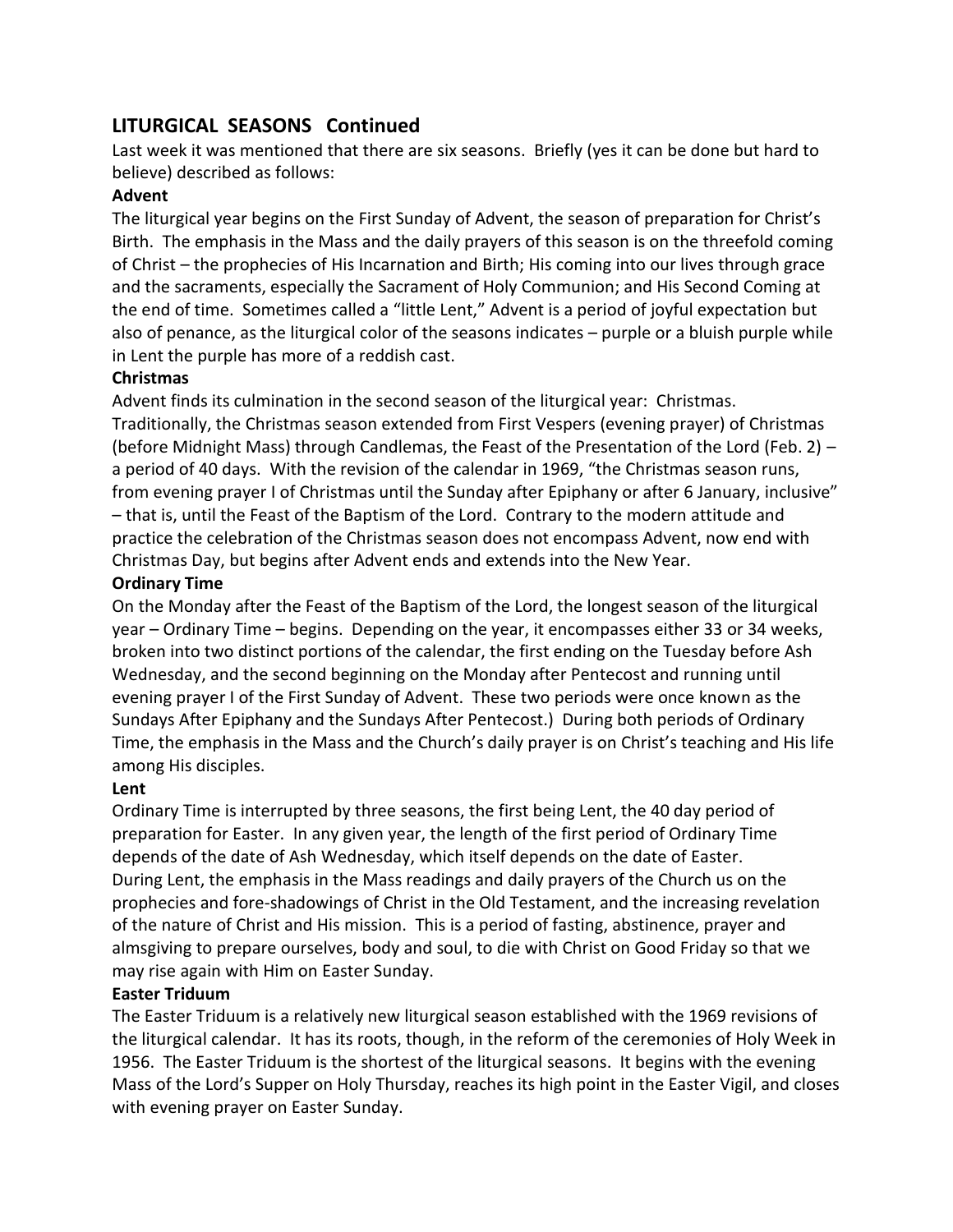## LITURGICAL SEASONS Continued

Last week it was mentioned that there are six seasons. Briefly (yes it can be done but hard to believe) described as follows:

**Advent**

The liturgical year begins on the First Sunday of Advent, the season of preparation for Christ's Birth. The emphasis in the Mass and the daily prayers of this season is on the threefold coming of Christ – the prophecies of His Incarnation and Birth; His coming into our lives through grace and the sacraments, especially the Sacrament of Holy Communion; and His Second Coming at the end of time. Sometimes called a "little Lent," Advent is a period of joyful expectation but also of penance, as the liturgical color of the seasons indicates – purple or a bluish purple while in Lent the purple has more of a reddish cast.

**Christmas**

Advent finds its culmination in the second season of the liturgical year: Christmas. Traditionally, the Christmas season extended from First Vespers (evening prayer) of Christmas (before Midnight Mass) through Candlemas, the Feast of the Presentation of the Lord (Feb. 2) – a period of 40 days. With the revision of the calendar in 1969, "the Christmas season runs, from evening prayer I of Christmas until the Sunday after Epiphany or after 6 January, inclusive" – that is, until the Feast of the Baptism of the Lord. Contrary to the modern attitude and practice the celebration of the Christmas season does not encompass Advent, now end with Christmas Day, but begins after Advent ends and extends into the New Year.

**Ordinary Time**

On the Monday after the Feast of the Baptism of the Lord, the longest season of the liturgical year – Ordinary Time – begins. Depending on the year, it encompasses either 33 or 34 weeks, broken into two distinct portions of the calendar, the first ending on the Tuesday before Ash Wednesday, and the second beginning on the Monday after Pentecost and running until evening prayer I of the First Sunday of Advent. These two periods were once known as the Sundays After Epiphany and the Sundays After Pentecost.) During both periods of Ordinary Time, the emphasis in the Mass and the Church's daily prayer is on Christ's teaching and His life among His disciples.

**Lent**

Ordinary Time is interrupted by three seasons, the first being Lent, the 40 day period of preparation for Easter. In any given year, the length of the first period of Ordinary Time depends of the date of Ash Wednesday, which itself depends on the date of Easter. During Lent, the emphasis in the Mass readings and daily prayers of the Church us on the prophecies and fore-shadowings of Christ in the Old Testament, and the increasing revelation of the nature of Christ and His mission. This is a period of fasting, abstinence, prayer and almsgiving to prepare ourselves, body and soul, to die with Christ on Good Friday so that we may rise again with Him on Easter Sunday.

**Easter Triduum**

The Easter Triduum is a relatively new liturgical season established with the 1969 revisions of the liturgical calendar. It has its roots, though, in the reform of the ceremonies of Holy Week in 1956. The Easter Triduum is the shortest of the liturgical seasons. It begins with the evening Mass of the Lord's Supper on Holy Thursday, reaches its high point in the Easter Vigil, and closes with evening prayer on Easter Sunday.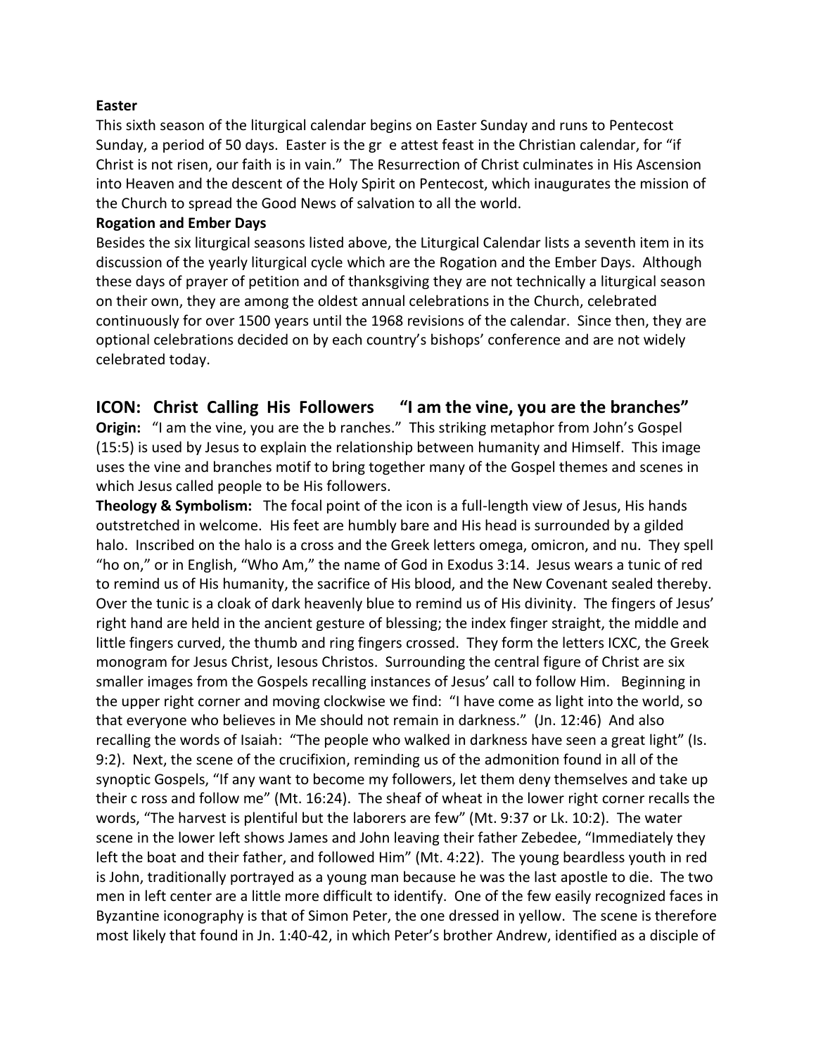**Easter**

This sixth season of the liturgical calendar begins on Easter Sunday and runs to Pentecost Sunday, a period of 50 days. Easter is the gr e attest feast in the Christian calendar, for "if Christ is not risen, our faith is in vain." The Resurrection of Christ culminates in His Ascension into Heaven and the descent of the Holy Spirit on Pentecost, which inaugurates the mission of the Church to spread the Good News of salvation to all the world.

**Rogation and Ember Days**

Besides the six liturgical seasons listed above, the Liturgical Calendar lists a seventh item in its discussion of the yearly liturgical cycle which are the Rogation and the Ember Days. Although these days of prayer of petition and of thanksgiving they are not technically a liturgical season on their own, they are among the oldest annual celebrations in the Church, celebrated continuously for over 1500 years until the 1968 revisions of the calendar. Since then, they are optional celebrations decided on by each country's bishops' conference and are not widely celebrated today.

## ICON: Christ Calling His Followers "I am the vine, you are the branches"

**Origin:** "I am the vine, you are the b ranches." This striking metaphor from John's Gospel (15:5) is used by Jesus to explain the relationship between humanity and Himself. This image uses the vine and branches motif to bring together many of the Gospel themes and scenes in which Jesus called people to be His followers.

**Theology & Symbolism:** The focal point of the icon is a full-length view of Jesus, His hands outstretched in welcome. His feet are humbly bare and His head is surrounded by a gilded halo. Inscribed on the halo is a cross and the Greek letters omega, omicron, and nu. They spell "ho on," or in English, "Who Am," the name of God in Exodus 3:14. Jesus wears a tunic of red to remind us of His humanity, the sacrifice of His blood, and the New Covenant sealed thereby. Over the tunic is a cloak of dark heavenly blue to remind us of His divinity. The fingers of Jesus' right hand are held in the ancient gesture of blessing; the index finger straight, the middle and little fingers curved, the thumb and ring fingers crossed. They form the letters ICXC, the Greek monogram for Jesus Christ, Iesous Christos. Surrounding the central figure of Christ are six smaller images from the Gospels recalling instances of Jesus' call to follow Him. Beginning in the upper right corner and moving clockwise we find: "I have come as light into the world, so that everyone who believes in Me should not remain in darkness." (Jn. 12:46) And also recalling the words of Isaiah: "The people who walked in darkness have seen a great light" (Is. 9:2). Next, the scene of the crucifixion, reminding us of the admonition found in all of the synoptic Gospels, "If any want to become my followers, let them deny themselves and take up their c ross and follow me" (Mt. 16:24). The sheaf of wheat in the lower right corner recalls the words, "The harvest is plentiful but the laborers are few" (Mt. 9:37 or Lk. 10:2). The water scene in the lower left shows James and John leaving their father Zebedee, "Immediately they left the boat and their father, and followed Him" (Mt. 4:22). The young beardless youth in red is John, traditionally portrayed as a young man because he was the last apostle to die. The two men in left center are a little more difficult to identify. One of the few easily recognized faces in Byzantine iconography is that of Simon Peter, the one dressed in yellow. The scene is therefore most likely that found in Jn. 1:40-42, in which Peter's brother Andrew, identified as a disciple of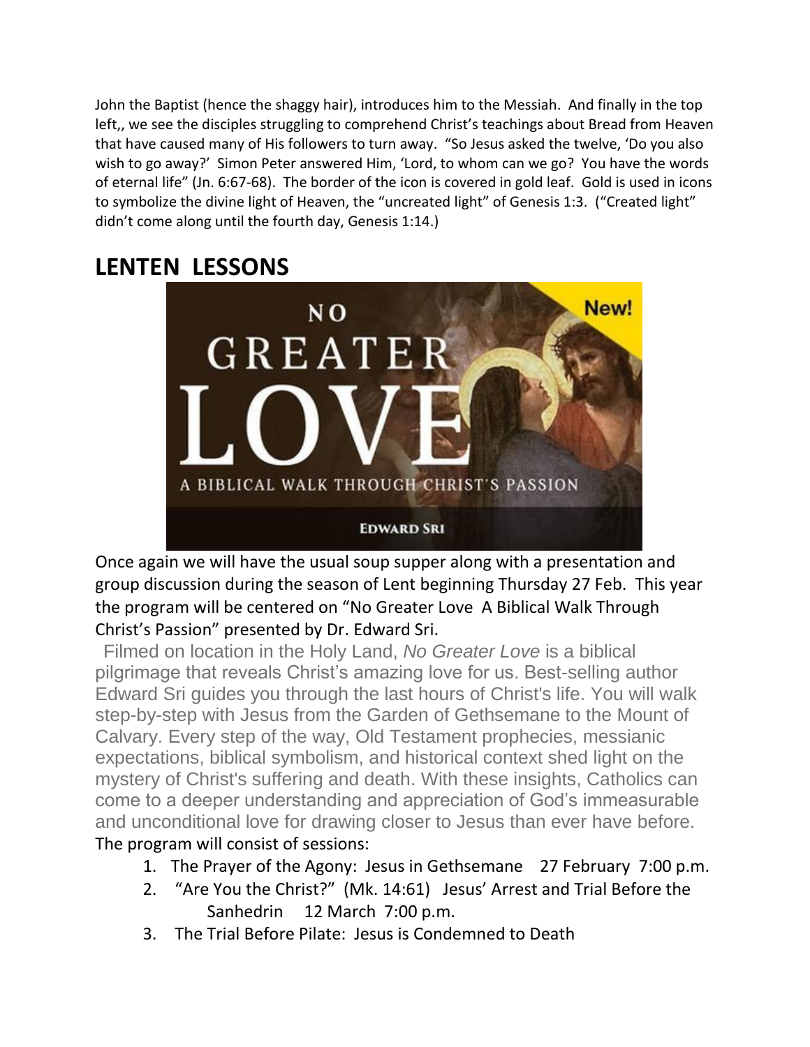John the Baptist (hence the shaggy hair), introduces him to the Messiah. And finally in the top left,, we see the disciples struggling to comprehend Christ's teachings about Bread from Heaven that have caused many of His followers to turn away. "So Jesus asked the twelve, 'Do you also wish to go away?' Simon Peter answered Him, 'Lord, to whom can we go? You have the words of eternal life" (Jn. 6:67-68). The border of the icon is covered in gold leaf. Gold is used in icons to symbolize the divine light of Heaven, the "uncreated light" of Genesis 1:3. ("Created light" didn't come along until the fourth day, Genesis 1:14.)

## LENTEN LESSONS

Once again we will have the usual soup supper along with a presentation and group discussion during the season of Lent beginning Thursday 27 Feb. This year the program will be centered on "No Greater Love A Biblical Walk Through Christ's Passion" presented by Dr. Edward Sri.

Filmed on location in the Holy Land, *No Greater Love* is a biblical pilgrimage that reveals Christ's amazing love for us. Best-selling author Edward Sri guides you through the last hours of Christ's life. You will walk step-by-step with Jesus from the Garden of Gethsemane to the Mount of Calvary. Every step of the way, Old Testament prophecies, messianic expectations, biblical symbolism, and historical context shed light on the mystery of Christ's suffering and death. With these insights, Catholics can come to a deeper understanding and appreciation of God's immeasurable and unconditional love for drawing closer to Jesus than ever have before.

The program will consist of sessions:

1. The Prayer of the Agony: Jesus in Gethsemane 27 February 7:00 p.m.
2. "Are You the Christ?" (Mk. 14:61) Jesus' Arrest and Trial Before the Sanhedrin 12 March 7:00 p.m.
3. The Trial Before Pilate: Jesus is Condemned to Death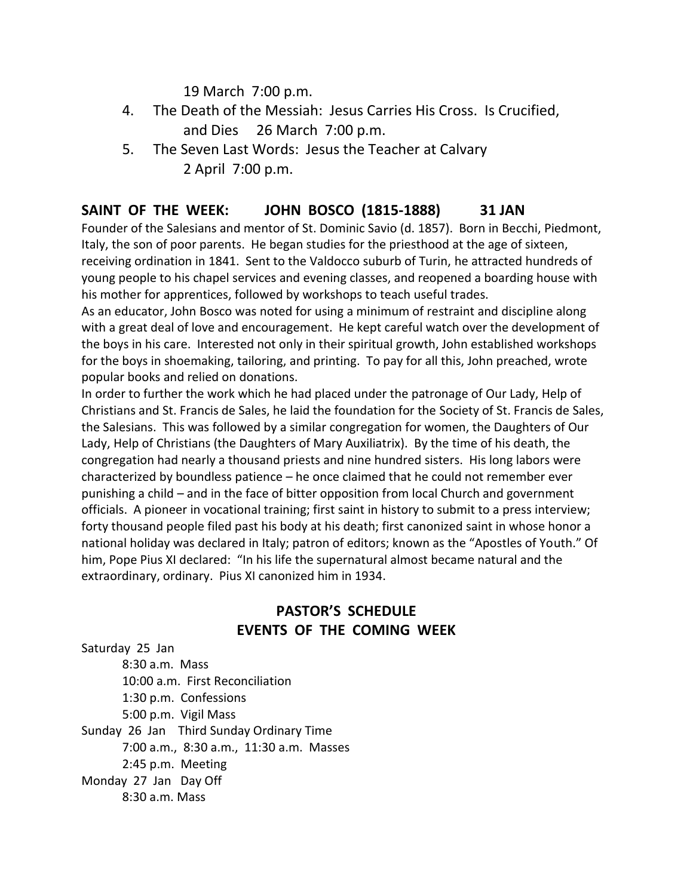19 March 7:00 p.m.

4. The Death of the Messiah: Jesus Carries His Cross. Is Crucified, and Dies 26 March 7:00 p.m.
5. The Seven Last Words: Jesus the Teacher at Calvary 2 April 7:00 p.m.

## SAINT OF THE WEEK: JOHN BOSCO (1815-1888) 31 JAN

Founder of the Salesians and mentor of St. Dominic Savio (d. 1857). Born in Becchi, Piedmont, Italy, the son of poor parents. He began studies for the priesthood at the age of sixteen, receiving ordination in 1841. Sent to the Valdocco suburb of Turin, he attracted hundreds of young people to his chapel services and evening classes, and reopened a boarding house with his mother for apprentices, followed by workshops to teach useful trades.

As an educator, John Bosco was noted for using a minimum of restraint and discipline along with a great deal of love and encouragement. He kept careful watch over the development of the boys in his care. Interested not only in their spiritual growth, John established workshops for the boys in shoemaking, tailoring, and printing. To pay for all this, John preached, wrote popular books and relied on donations.

In order to further the work which he had placed under the patronage of Our Lady, Help of Christians and St. Francis de Sales, he laid the foundation for the Society of St. Francis de Sales, the Salesians. This was followed by a similar congregation for women, the Daughters of Our Lady, Help of Christians (the Daughters of Mary Auxiliatrix). By the time of his death, the congregation had nearly a thousand priests and nine hundred sisters. His long labors were characterized by boundless patience – he once claimed that he could not remember ever punishing a child – and in the face of bitter opposition from local Church and government officials. A pioneer in vocational training; first saint in history to submit to a press interview; forty thousand people filed past his body at his death; first canonized saint in whose honor a national holiday was declared in Italy; patron of editors; known as the "Apostles of Youth." Of him, Pope Pius XI declared: "In his life the supernatural almost became natural and the extraordinary, ordinary. Pius XI canonized him in 1934.

## PASTOR'S SCHEDULE
## EVENTS OF THE COMING WEEK

Saturday 25 Jan
- 8:30 a.m. Mass
- 10:00 a.m. First Reconciliation
- 1:30 p.m. Confessions
- 5:00 p.m. Vigil Mass

Sunday 26 Jan Third Sunday Ordinary Time
- 7:00 a.m., 8:30 a.m., 11:30 a.m. Masses
- 2:45 p.m. Meeting

Monday 27 Jan Day Off
- 8:30 a.m. Mass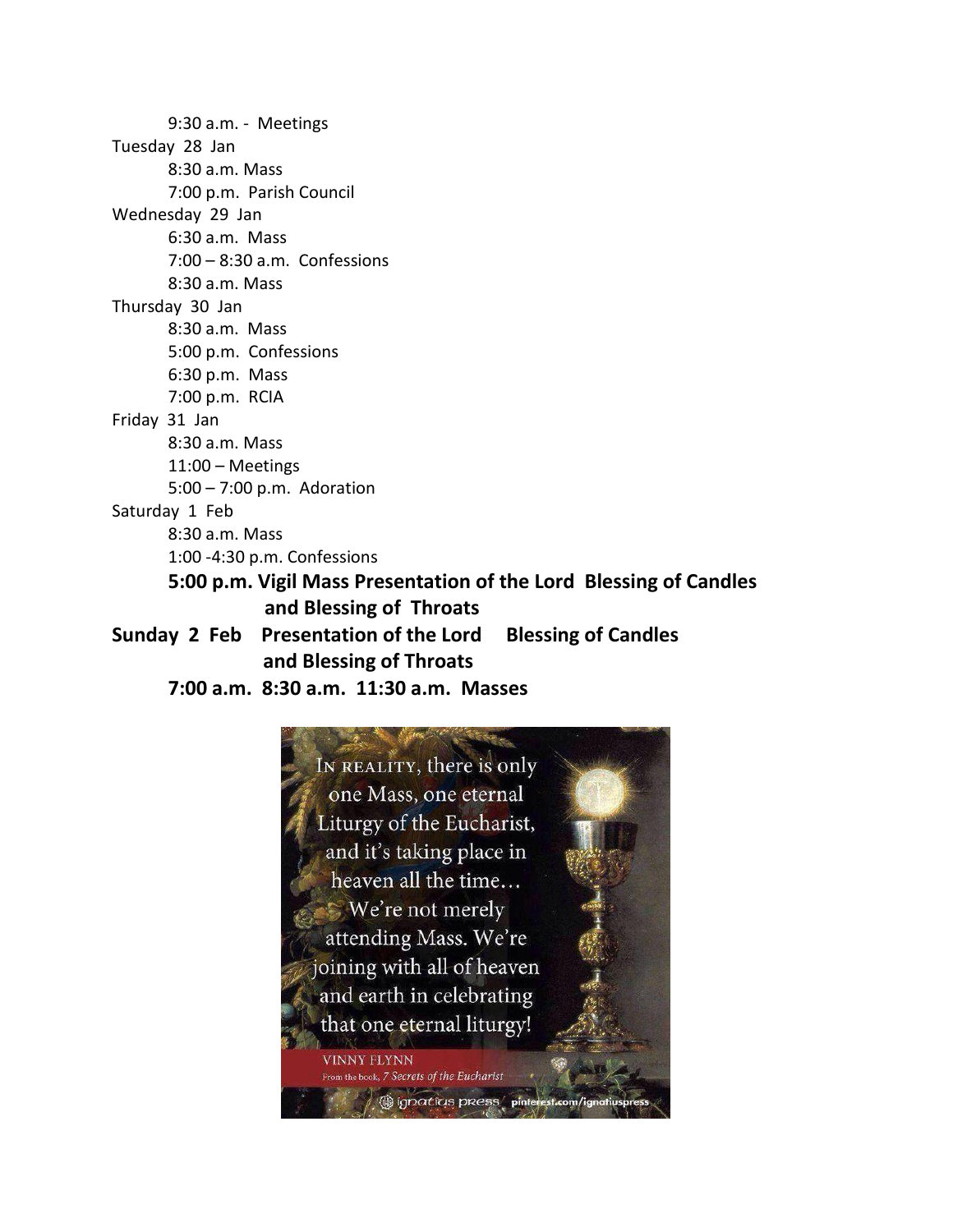9:30 a.m. - Meetings

Tuesday 28 Jan

8:30 a.m. Mass

7:00 p.m. Parish Council

Wednesday 29 Jan

6:30 a.m. Mass

7:00 – 8:30 a.m. Confessions

8:30 a.m. Mass

Thursday 30 Jan

8:30 a.m. Mass

5:00 p.m. Confessions

6:30 p.m. Mass

7:00 p.m. RCIA

Friday 31 Jan

8:30 a.m. Mass

11:00 – Meetings

5:00 – 7:00 p.m. Adoration

Saturday 1 Feb

8:30 a.m. Mass

1:00 -4:30 p.m. Confessions

**5:00 p.m. Vigil Mass Presentation of the Lord Blessing of Candles and Blessing of Throats**

**Sunday 2 Feb Presentation of the Lord Blessing of Candles and Blessing of Throats**

**7:00 a.m. 8:30 a.m. 11:30 a.m. Masses**

> IN REALITY, there is only one Mass, one eternal Liturgy of the Eucharist, and it's taking place in heaven all the time… We're not merely attending Mass. We're joining with all of heaven and earth in celebrating that one eternal liturgy!
>
> VINNY FLYNN
> From the book, *7 Secrets of the Eucharist*
>
> ignatius press pinterest.com/ignatiuspress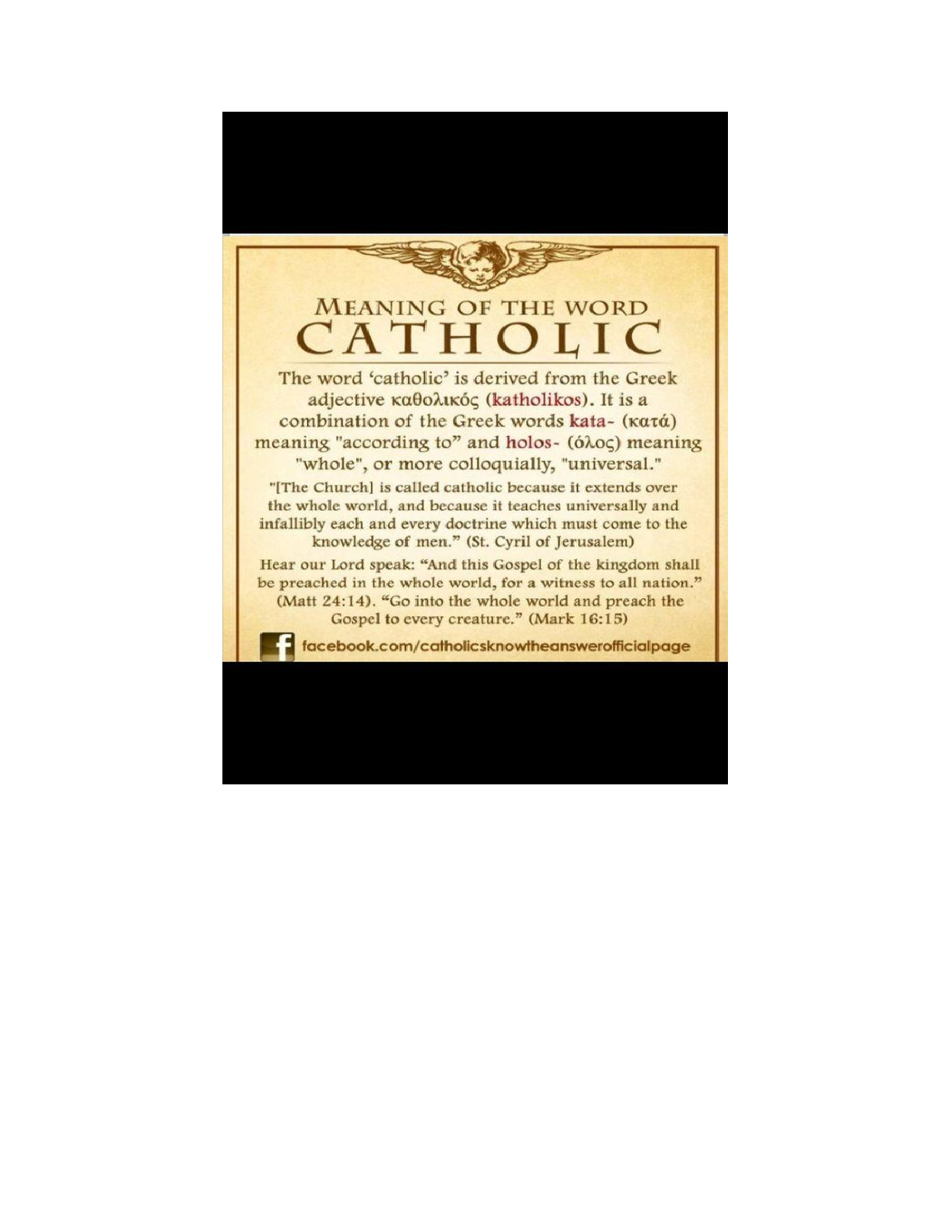## MEANING OF THE WORD

# CATHOLIC

The word 'catholic' is derived from the Greek adjective καθολικός (katholikos). It is a combination of the Greek words kata- (κατά) meaning "according to" and holos- (όλος) meaning "whole", or more colloquially, "universal."

"[The Church] is called catholic because it extends over the whole world, and because it teaches universally and infallibly each and every doctrine which must come to the knowledge of men." (St. Cyril of Jerusalem)

Hear our Lord speak: "And this Gospel of the kingdom shall be preached in the whole world, for a witness to all nation." (Matt 24:14). "Go into the whole world and preach the Gospel to every creature." (Mark 16:15)

facebook.com/catholicsknowtheanswerofficialpage